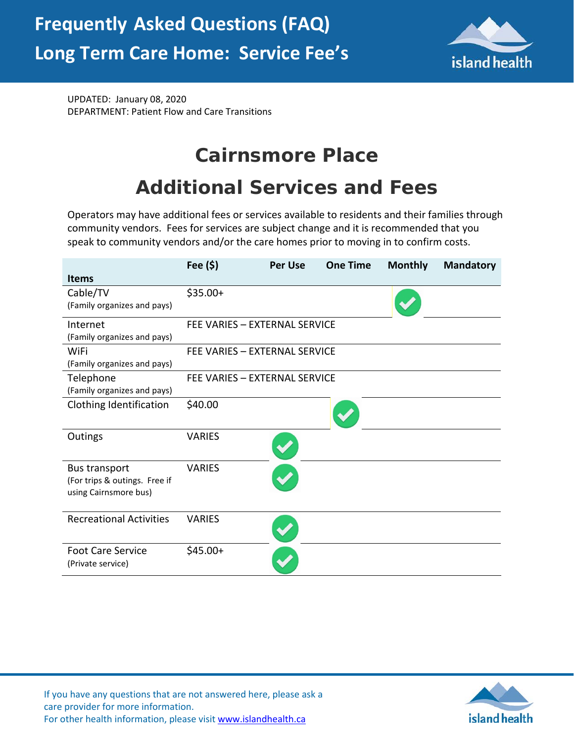# Frequently Asked Questions (FAQ)

## Long Term Care Home: Service Fee's

UPDATED: January 08, 2020
DEPARTMENT: Patient Flow and Care Transitions

# Cairnsmore Place

# Additional Services and Fees

Operators may have additional fees or services available to residents and their families through community vendors. Fees for services are subject change and it is recommended that you speak to community vendors and/or the care homes prior to moving in to confirm costs.

| Items | Fee ($) | Per Use | One Time | Monthly | Mandatory |
|---|---|---|---|---|---|
| Cable/TV (Family organizes and pays) | $35.00+ | | | ✓ | |
| Internet (Family organizes and pays) | FEE VARIES – EXTERNAL SERVICE | | | | |
| WiFi (Family organizes and pays) | FEE VARIES – EXTERNAL SERVICE | | | | |
| Telephone (Family organizes and pays) | FEE VARIES – EXTERNAL SERVICE | | | | |
| Clothing Identification | $40.00 | | ✓ | | |
| Outings | VARIES | ✓ | | | |
| Bus transport (For trips & outings. Free if using Cairnsmore bus) | VARIES | ✓ | | | |
| Recreational Activities | VARIES | ✓ | | | |
| Foot Care Service (Private service) | $45.00+ | ✓ | | | |

If you have any questions that are not answered here, please ask a care provider for more information.
For other health information, please visit www.islandhealth.ca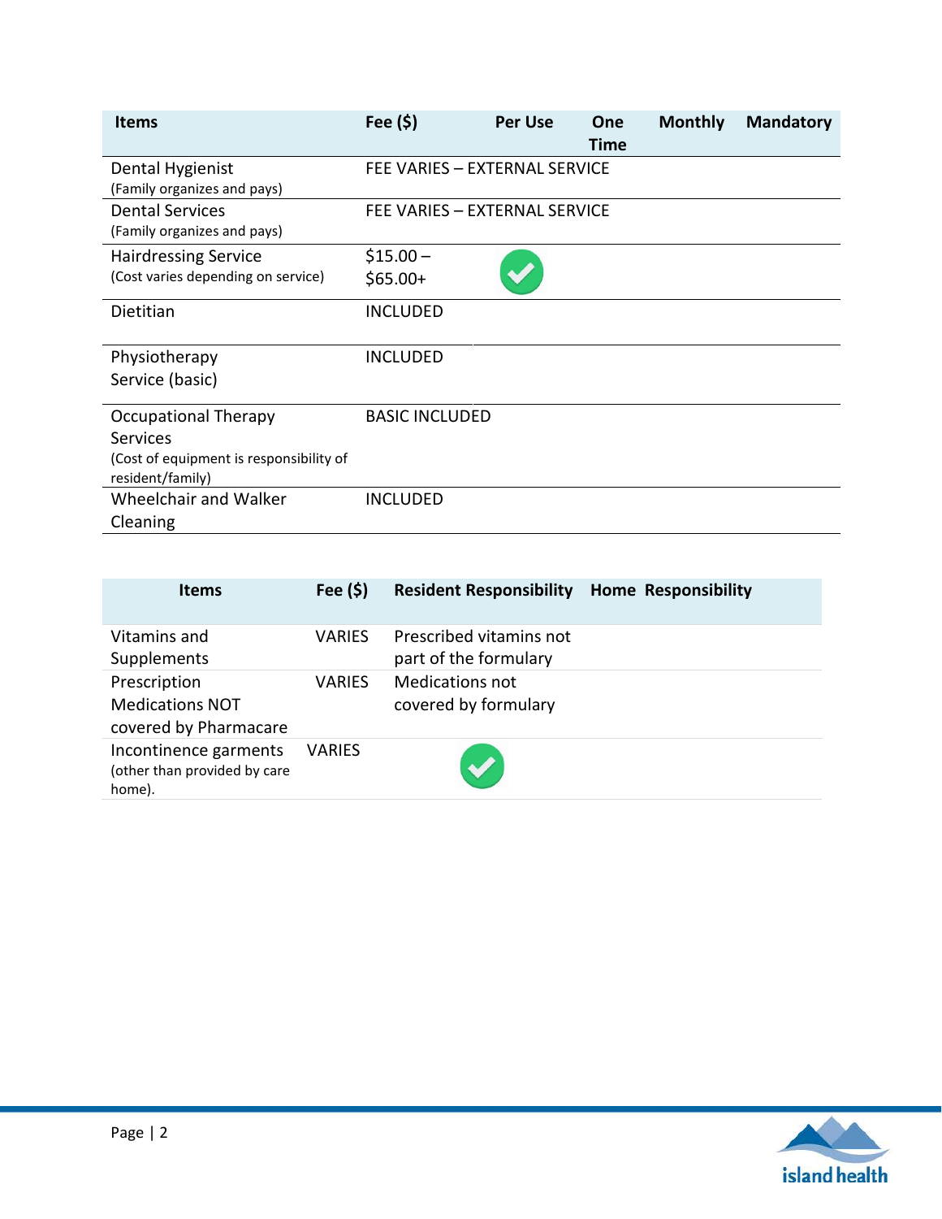| Items | Fee ($) | Per Use | One Time | Monthly | Mandatory |
|---|---|---|---|---|---|
| Dental Hygienist (Family organizes and pays) | FEE VARIES – EXTERNAL SERVICE | | | | |
| Dental Services (Family organizes and pays) | FEE VARIES – EXTERNAL SERVICE | | | | |
| Hairdressing Service (Cost varies depending on service) | $15.00 – $65.00+ | ✓ | | | |
| Dietitian | INCLUDED | | | | |
| Physiotherapy Service (basic) | INCLUDED | | | | |
| Occupational Therapy Services (Cost of equipment is responsibility of resident/family) | BASIC INCLUDED | | | | |
| Wheelchair and Walker Cleaning | INCLUDED | | | | |

| Items | Fee ($) | Resident Responsibility | Home Responsibility |
|---|---|---|---|
| Vitamins and Supplements | VARIES | Prescribed vitamins not part of the formulary | |
| Prescription Medications NOT covered by Pharmacare | VARIES | Medications not covered by formulary | |
| Incontinence garments (other than provided by care home). | VARIES | ✓ | |